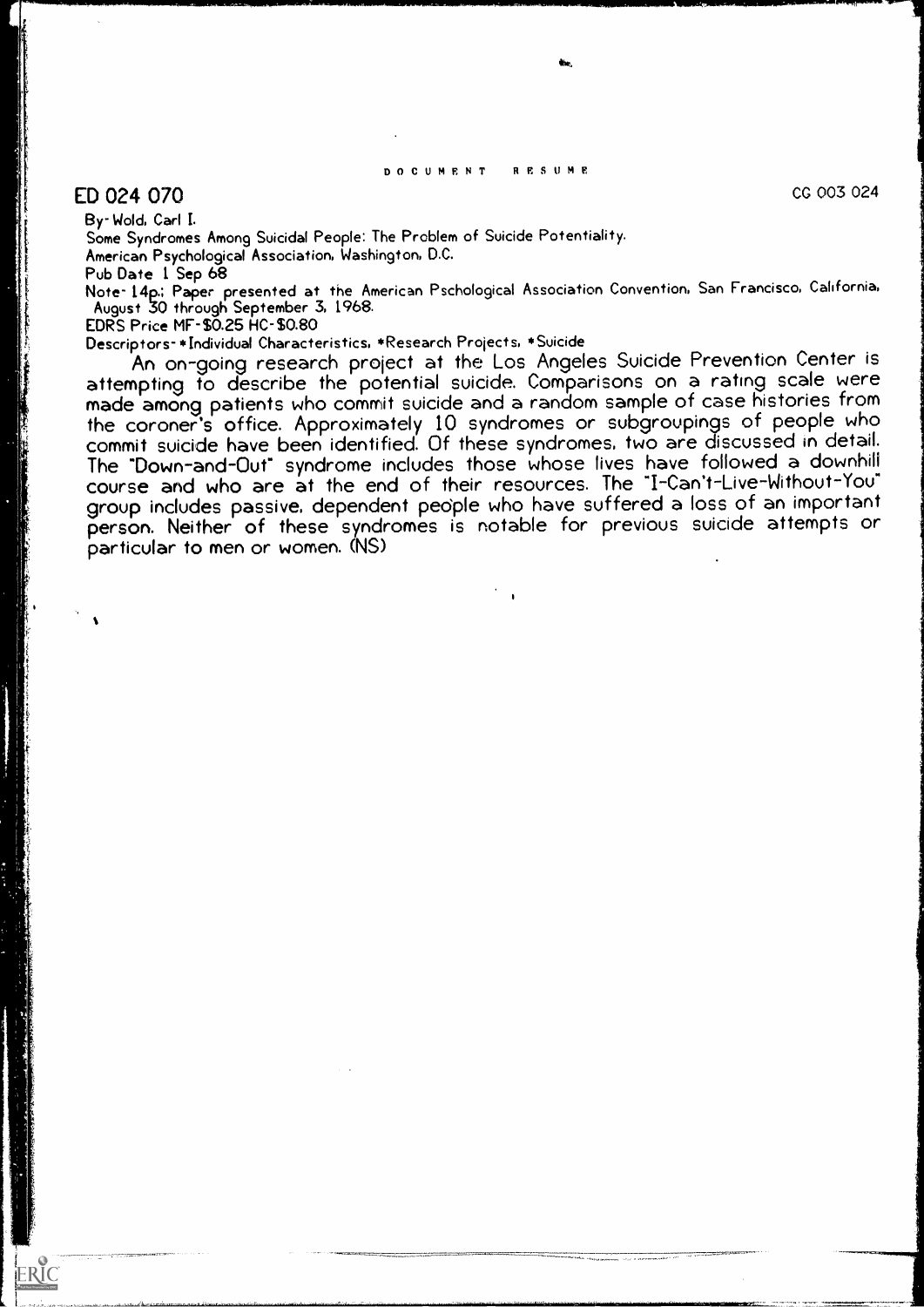DOCUMENT RESUME

ED 024 070 CG 003 024

By- Wold, Carl I.
Some Syndromes Among Suicidal People: The Problem of Suicide Potentiality.
American Psychological Association, Washington, D.C.
Pub Date 1 Sep 68
Note- 14p.; Paper presented at the American Pschological Association Convention, San Francisco, California, August 30 through September 3, 1968.
EDRS Price MF-$0.25 HC-$0.80
Descriptors- *Individual Characteristics, *Research Projects, *Suicide

An on-going research project at the Los Angeles Suicide Prevention Center is attempting to describe the potential suicide. Comparisons on a rating scale were made among patients who commit suicide and a random sample of case histories from the coroner's office. Approximately 10 syndromes or subgroupings of people who commit suicide have been identified. Of these syndromes, two are discussed in detail. The "Down-and-Out" syndrome includes those whose lives have followed a downhill course and who are at the end of their resources. The "I-Can't-Live-Without-You" group includes passive, dependent people who have suffered a loss of an important person. Neither of these syndromes is notable for previous suicide attempts or particular to men or women. (NS)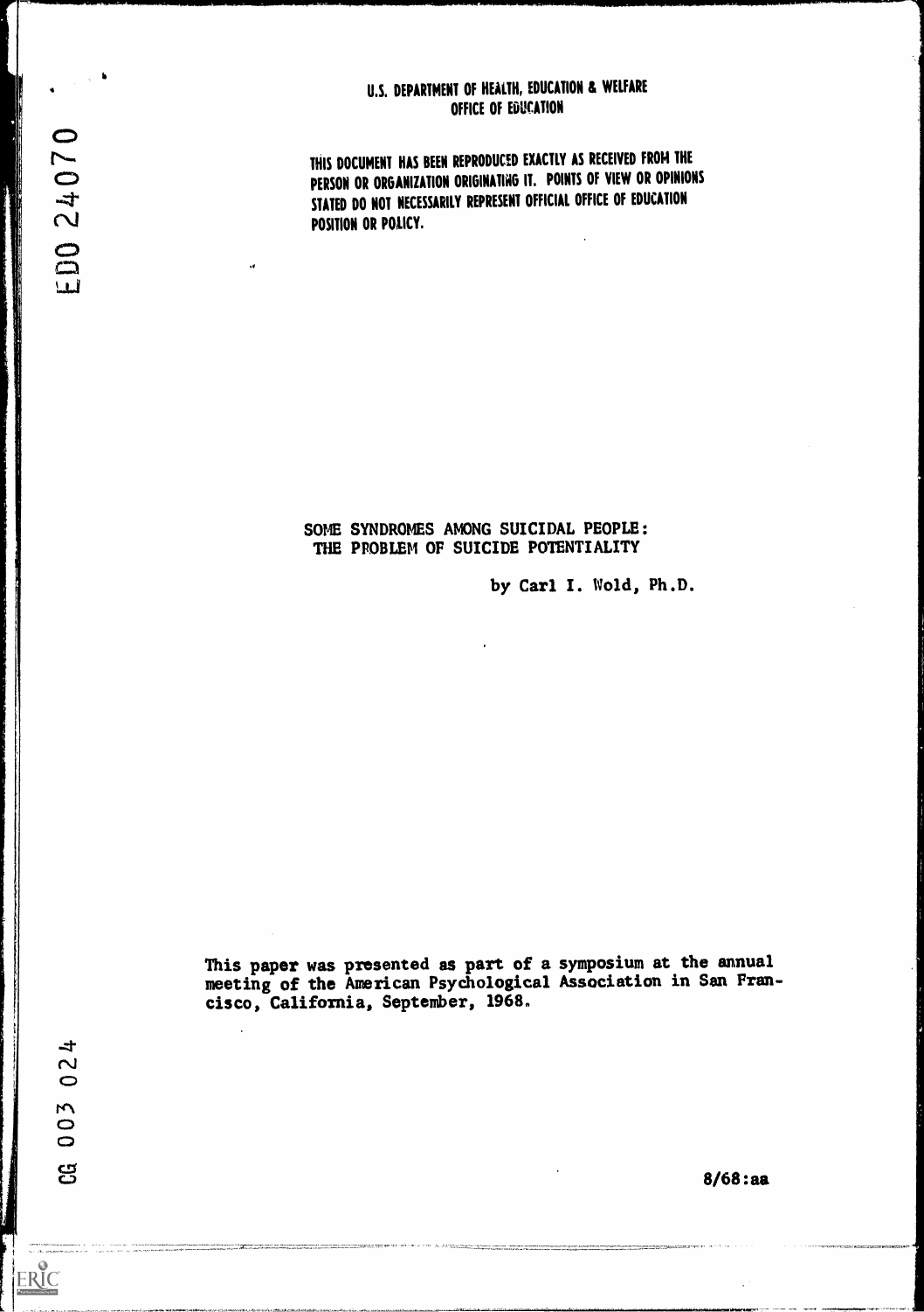U.S. DEPARTMENT OF HEALTH, EDUCATION & WELFARE
OFFICE OF EDUCATION

THIS DOCUMENT HAS BEEN REPRODUCED EXACTLY AS RECEIVED FROM THE PERSON OR ORGANIZATION ORIGINATING IT. POINTS OF VIEW OR OPINIONS STATED DO NOT NECESSARILY REPRESENT OFFICIAL OFFICE OF EDUCATION POSITION OR POLICY.

ED0 24070

# SOME SYNDROMES AMONG SUICIDAL PEOPLE: THE PROBLEM OF SUICIDE POTENTIALITY

by Carl I. Wold, Ph.D.

This paper was presented as part of a symposium at the annual meeting of the American Psychological Association in San Francisco, California, September, 1968.

CG 003 024

8/68:aa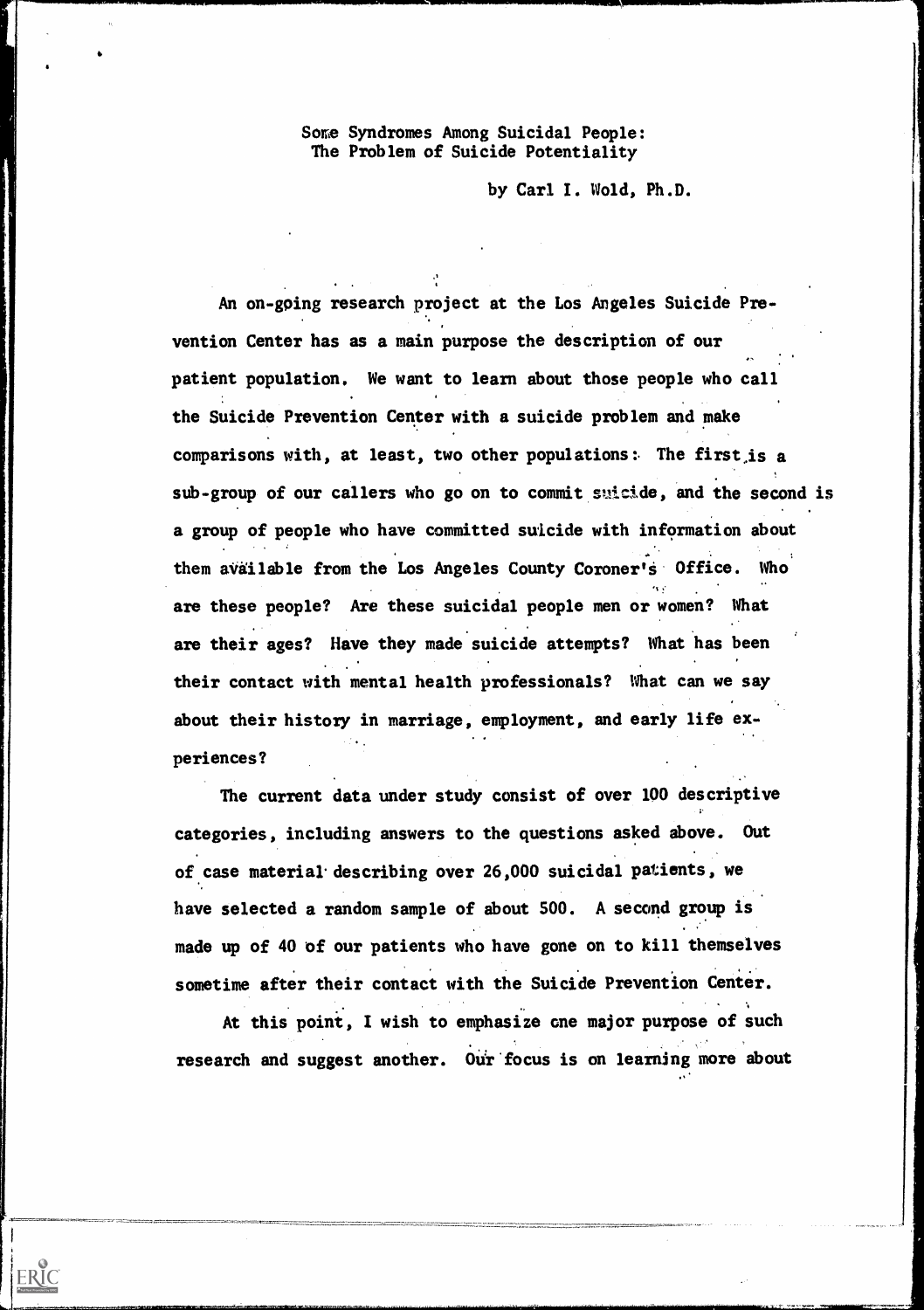# Some Syndromes Among Suicidal People: The Problem of Suicide Potentiality

by Carl I. Wold, Ph.D.

An on-going research project at the Los Angeles Suicide Prevention Center has as a main purpose the description of our patient population. We want to learn about those people who call the Suicide Prevention Center with a suicide problem and make comparisons with, at least, two other populations: The first is a sub-group of our callers who go on to commit suicide, and the second is a group of people who have committed suicide with information about them available from the Los Angeles County Coroner's Office. Who are these people? Are these suicidal people men or women? What are their ages? Have they made suicide attempts? What has been their contact with mental health professionals? What can we say about their history in marriage, employment, and early life experiences?

The current data under study consist of over 100 descriptive categories, including answers to the questions asked above. Out of case material describing over 26,000 suicidal patients, we have selected a random sample of about 500. A second group is made up of 40 of our patients who have gone on to kill themselves sometime after their contact with the Suicide Prevention Center.

At this point, I wish to emphasize one major purpose of such research and suggest another. Our focus is on learning more about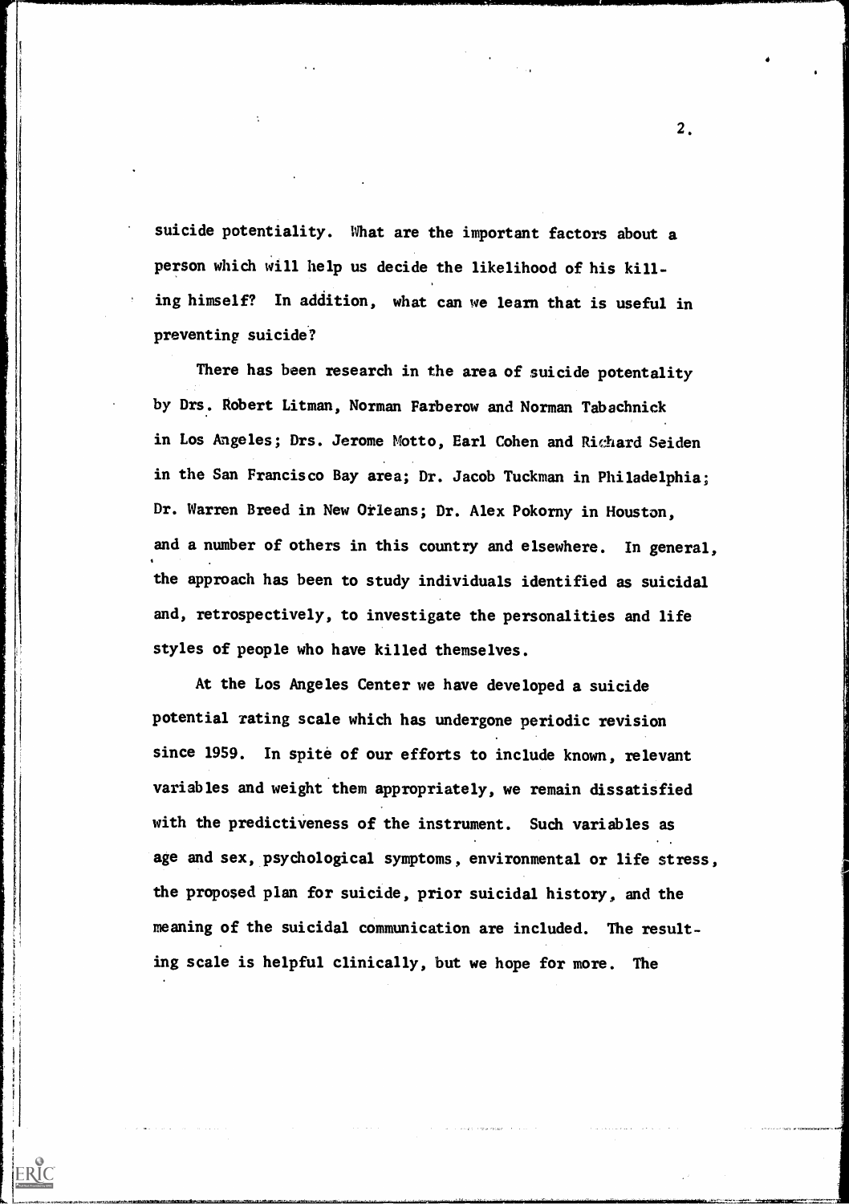suicide potentiality. What are the important factors about a person which will help us decide the likelihood of his killing himself? In addition, what can we learn that is useful in preventing suicide?

There has been research in the area of suicide potentality by Drs. Robert Litman, Norman Farberow and Norman Tabachnick in Los Angeles; Drs. Jerome Motto, Earl Cohen and Richard Seiden in the San Francisco Bay area; Dr. Jacob Tuckman in Philadelphia; Dr. Warren Breed in New Orleans; Dr. Alex Pokorny in Houston, and a number of others in this country and elsewhere. In general, the approach has been to study individuals identified as suicidal and, retrospectively, to investigate the personalities and life styles of people who have killed themselves.

At the Los Angeles Center we have developed a suicide potential rating scale which has undergone periodic revision since 1959. In spite of our efforts to include known, relevant variables and weight them appropriately, we remain dissatisfied with the predictiveness of the instrument. Such variables as age and sex, psychological symptoms, environmental or life stress, the proposed plan for suicide, prior suicidal history, and the meaning of the suicidal communication are included. The resulting scale is helpful clinically, but we hope for more. The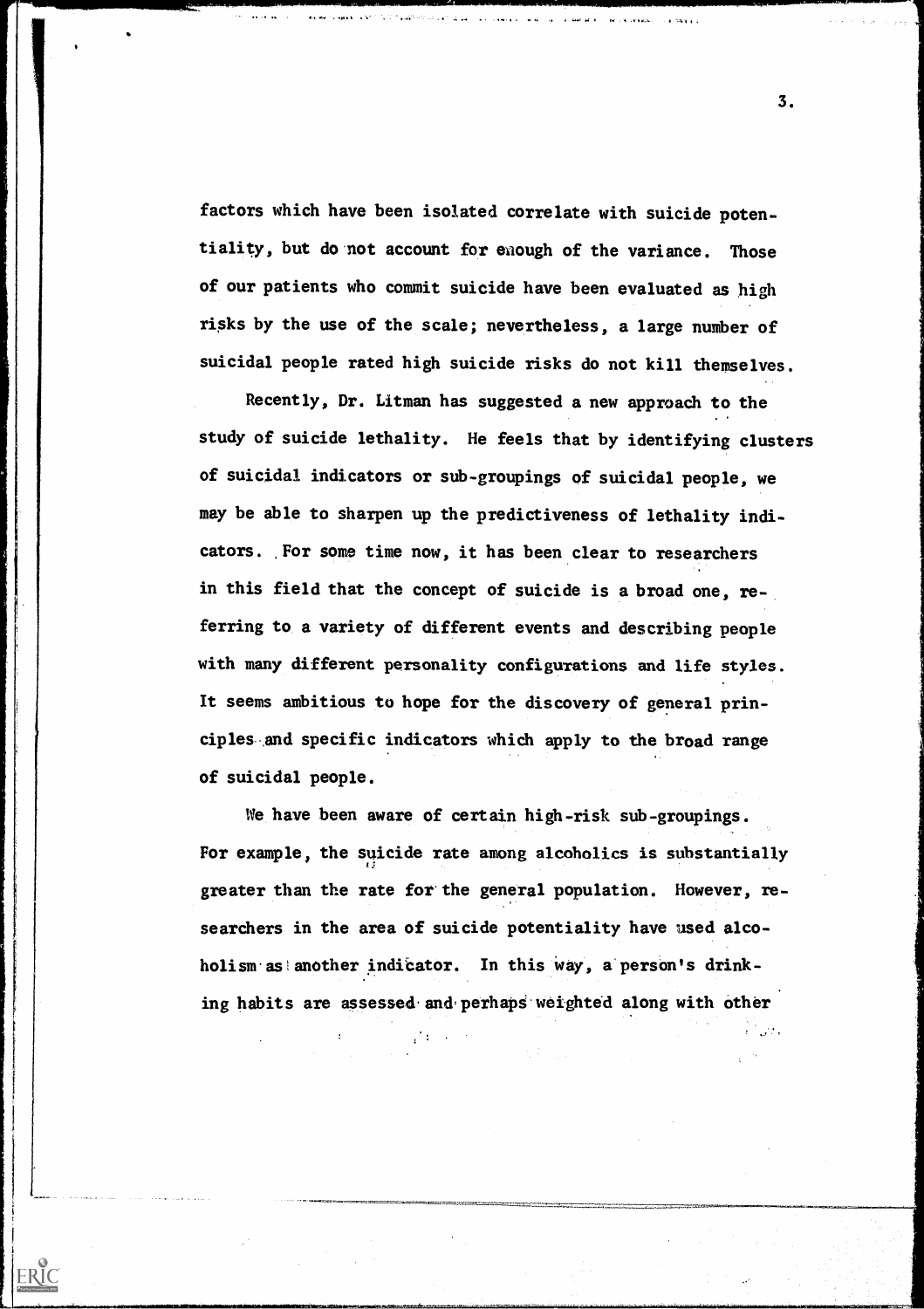factors which have been isolated correlate with suicide potentiality, but do not account for enough of the variance. Those of our patients who commit suicide have been evaluated as high risks by the use of the scale; nevertheless, a large number of suicidal people rated high suicide risks do not kill themselves.

Recently, Dr. Litman has suggested a new approach to the study of suicide lethality. He feels that by identifying clusters of suicidal indicators or sub-groupings of suicidal people, we may be able to sharpen up the predictiveness of lethality indicators. For some time now, it has been clear to researchers in this field that the concept of suicide is a broad one, referring to a variety of different events and describing people with many different personality configurations and life styles. It seems ambitious to hope for the discovery of general principles and specific indicators which apply to the broad range of suicidal people.

We have been aware of certain high-risk sub-groupings. For example, the suicide rate among alcoholics is substantially greater than the rate for the general population. However, researchers in the area of suicide potentiality have used alcoholism as another indicator. In this way, a person's drinking habits are assessed and perhaps weighted along with other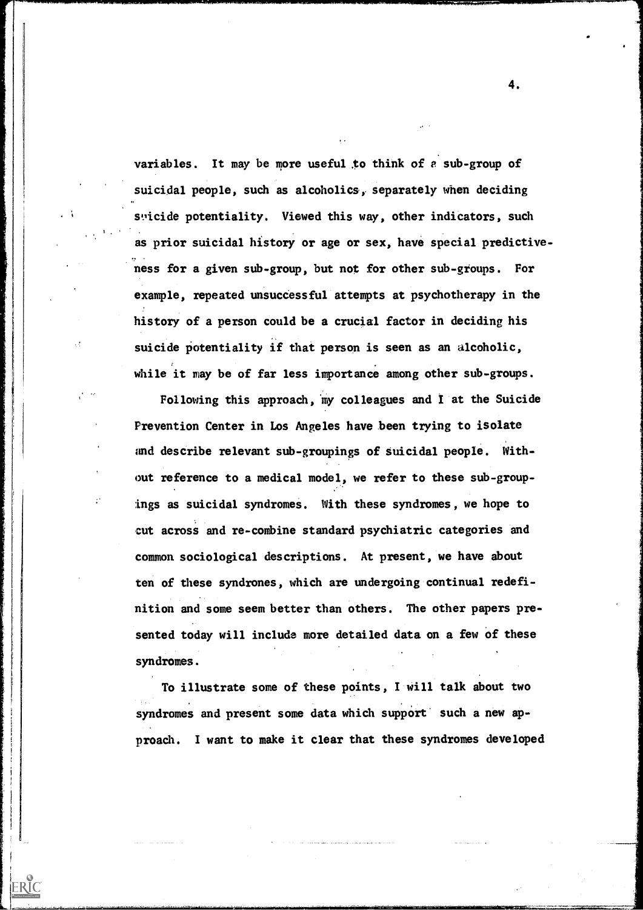variables. It may be more useful to think of a sub-group of suicidal people, such as alcoholics, separately when deciding suicide potentiality. Viewed this way, other indicators, such as prior suicidal history or age or sex, have special predictiveness for a given sub-group, but not for other sub-groups. For example, repeated unsuccessful attempts at psychotherapy in the history of a person could be a crucial factor in deciding his suicide potentiality if that person is seen as an alcoholic, while it may be of far less importance among other sub-groups.

Following this approach, my colleagues and I at the Suicide Prevention Center in Los Angeles have been trying to isolate and describe relevant sub-groupings of suicidal people. Without reference to a medical model, we refer to these sub-groupings as suicidal syndromes. With these syndromes, we hope to cut across and re-combine standard psychiatric categories and common sociological descriptions. At present, we have about ten of these syndrones, which are undergoing continual redefinition and some seem better than others. The other papers presented today will include more detailed data on a few of these syndromes.

To illustrate some of these points, I will talk about two syndromes and present some data which support such a new approach. I want to make it clear that these syndromes developed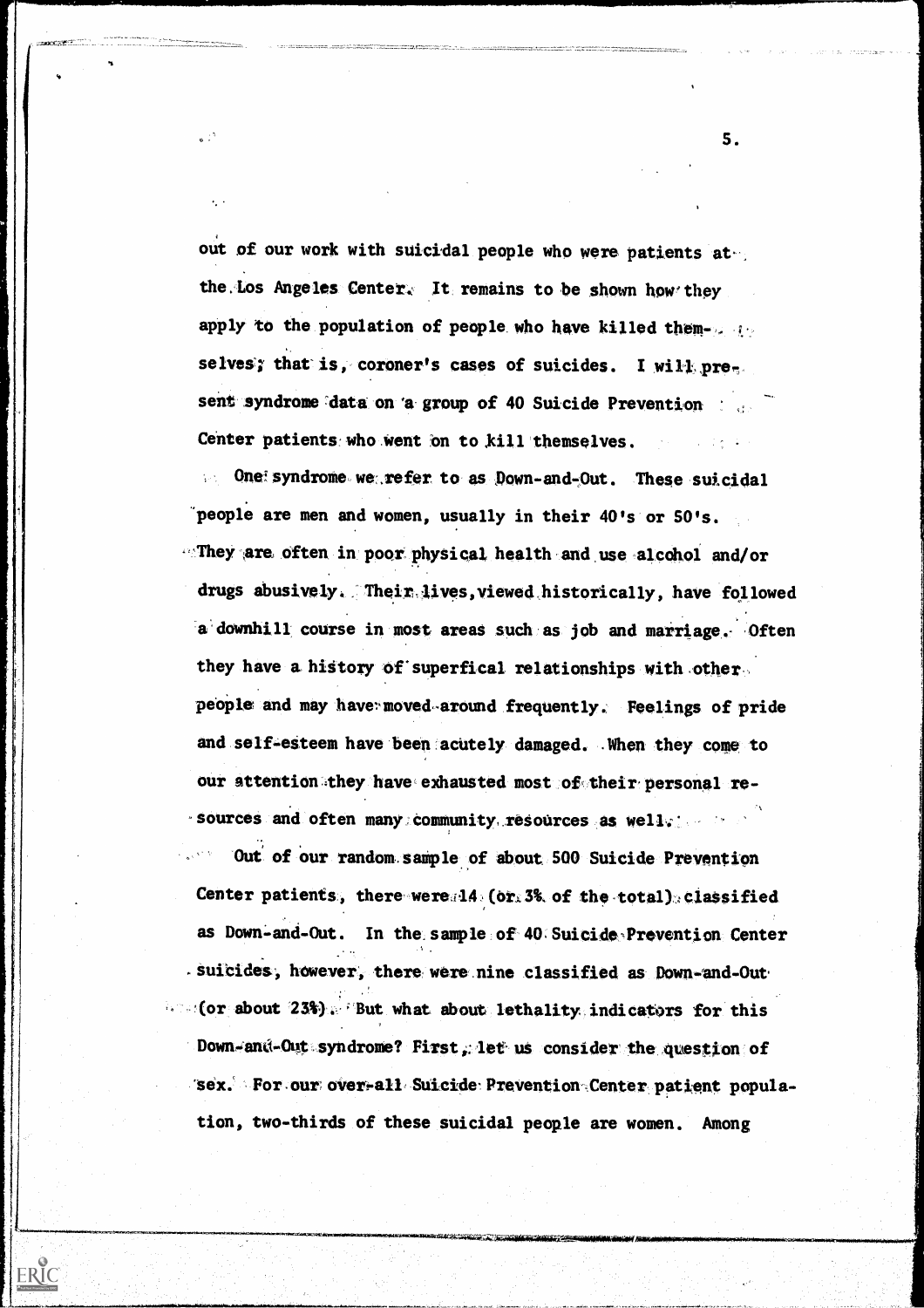out of our work with suicidal people who were patients at the Los Angeles Center. It remains to be shown how they apply to the population of people who have killed themselves; that is, coroner's cases of suicides. I will present syndrome data on a group of 40 Suicide Prevention Center patients who went on to kill themselves.

One syndrome we refer to as Down-and-Out. These suicidal people are men and women, usually in their 40's or 50's. They are often in poor physical health and use alcohol and/or drugs abusively. Their lives, viewed historically, have followed a downhill course in most areas such as job and marriage. Often they have a history of superfical relationships with other people and may have moved around frequently. Feelings of pride and self-esteem have been acutely damaged. When they come to our attention they have exhausted most of their personal resources and often many community resources as well.

Out of our random sample of about 500 Suicide Prevention Center patients, there were 14 (or 3% of the total) classified as Down-and-Out. In the sample of 40 Suicide Prevention Center suicides, however, there were nine classified as Down-and-Out (or about 23%). But what about lethality indicators for this Down-and-Out syndrome? First, let us consider the question of sex. For our over-all Suicide Prevention Center patient population, two-thirds of these suicidal people are women. Among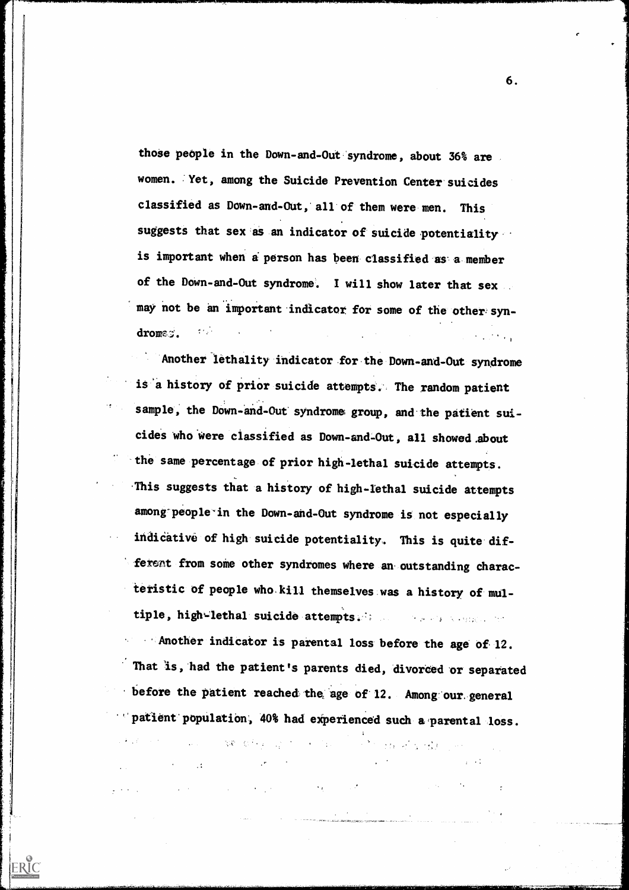those people in the Down-and-Out syndrome, about 36% are women. Yet, among the Suicide Prevention Center suicides classified as Down-and-Out, all of them were men. This suggests that sex as an indicator of suicide potentiality is important when a person has been classified as a member of the Down-and-Out syndrome. I will show later that sex may not be an important indicator for some of the other syndromes.

Another lethality indicator for the Down-and-Out syndrome is a history of prior suicide attempts. The random patient sample, the Down-and-Out syndrome group, and the patient suicides who were classified as Down-and-Out, all showed about the same percentage of prior high-lethal suicide attempts. This suggests that a history of high-lethal suicide attempts among people in the Down-and-Out syndrome is not especially indicative of high suicide potentiality. This is quite different from some other syndromes where an outstanding characteristic of people who kill themselves was a history of multiple, high-lethal suicide attempts.

Another indicator is parental loss before the age of 12. That is, had the patient's parents died, divorced or separated before the patient reached the age of 12. Among our general patient population, 40% had experienced such a parental loss.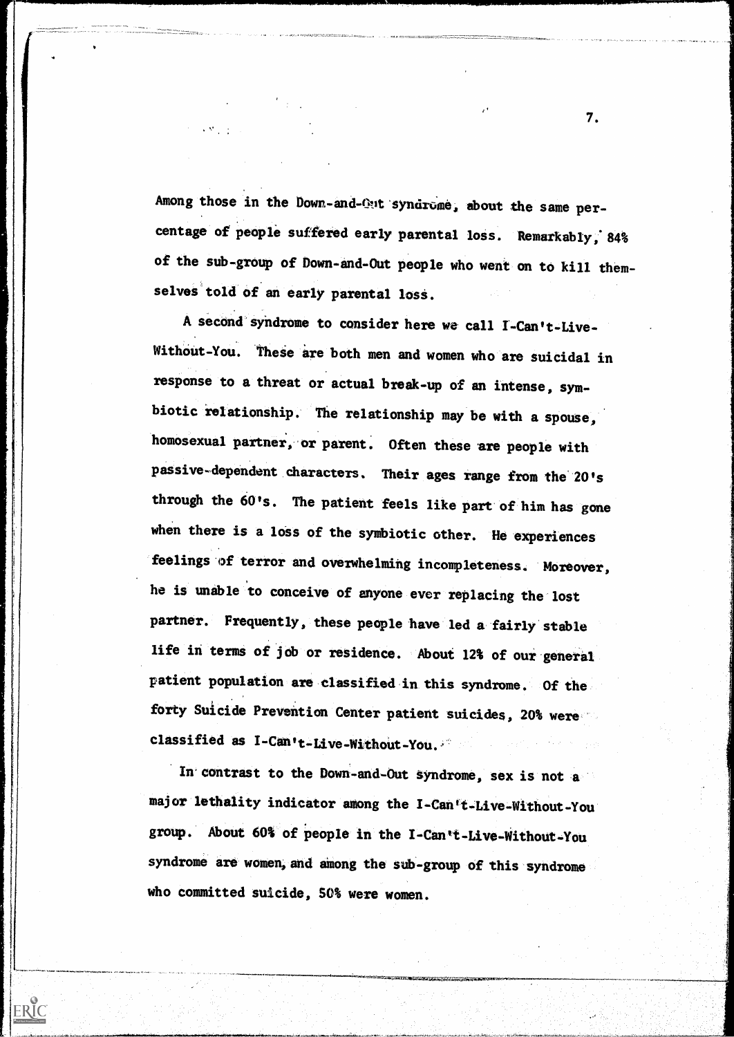Among those in the Down-and-Out syndrome, about the same percentage of people suffered early parental loss. Remarkably, 84% of the sub-group of Down-and-Out people who went on to kill themselves told of an early parental loss.

A second syndrome to consider here we call I-Can't-Live-Without-You. These are both men and women who are suicidal in response to a threat or actual break-up of an intense, symbiotic relationship. The relationship may be with a spouse, homosexual partner, or parent. Often these are people with passive-dependent characters. Their ages range from the 20's through the 60's. The patient feels like part of him has gone when there is a loss of the symbiotic other. He experiences feelings of terror and overwhelming incompleteness. Moreover, he is unable to conceive of anyone ever replacing the lost partner. Frequently, these people have led a fairly stable life in terms of job or residence. About 12% of our general patient population are classified in this syndrome. Of the forty Suicide Prevention Center patient suicides, 20% were classified as I-Can't-Live-Without-You.

In contrast to the Down-and-Out syndrome, sex is not a major lethality indicator among the I-Can't-Live-Without-You group. About 60% of people in the I-Can't-Live-Without-You syndrome are women, and among the sub-group of this syndrome who committed suicide, 50% were women.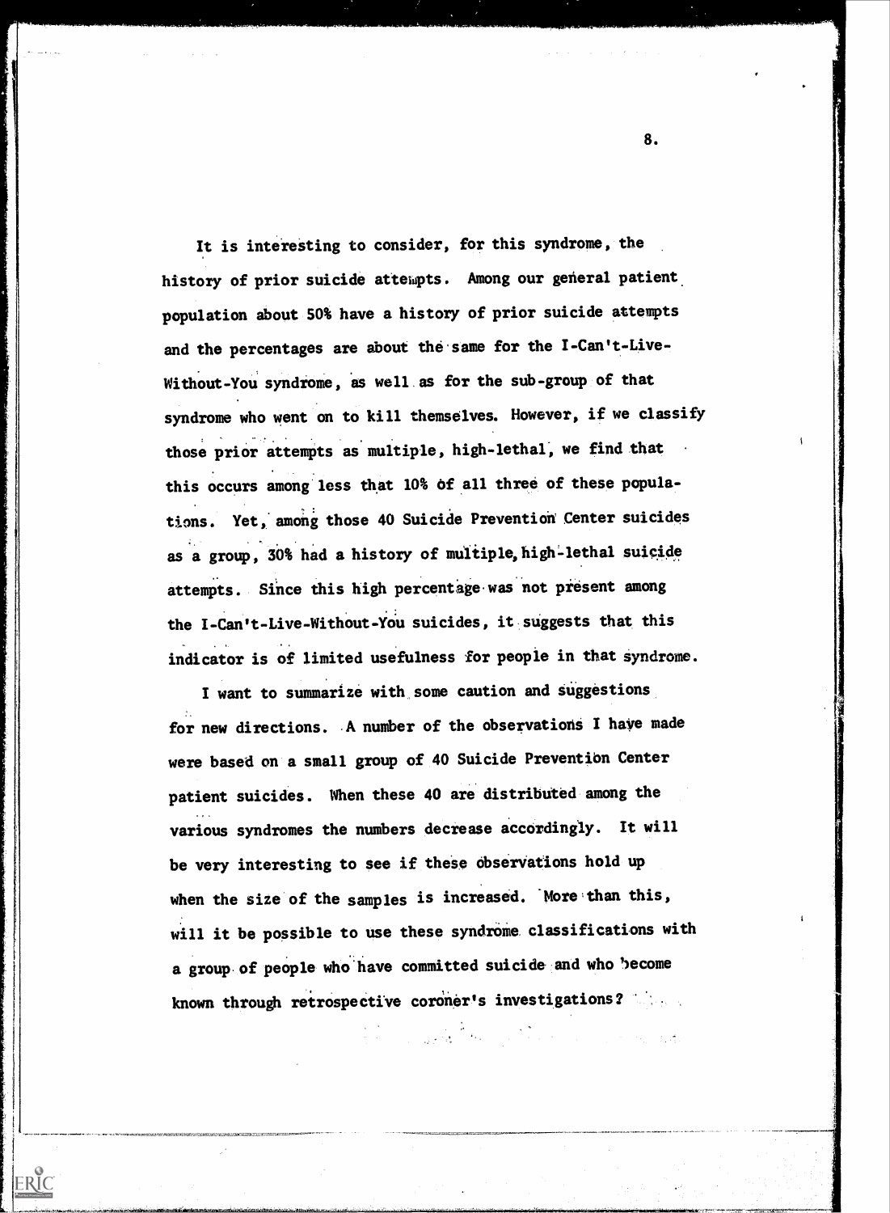It is interesting to consider, for this syndrome, the history of prior suicide attempts. Among our general patient population about 50% have a history of prior suicide attempts and the percentages are about the same for the I-Can't-Live-Without-You syndrome, as well as for the sub-group of that syndrome who went on to kill themselves. However, if we classify those prior attempts as multiple, high-lethal, we find that this occurs among less that 10% of all three of these populations. Yet, among those 40 Suicide Prevention Center suicides as a group, 30% had a history of multiple, high-lethal suicide attempts. Since this high percentage was not present among the I-Can't-Live-Without-You suicides, it suggests that this indicator is of limited usefulness for people in that syndrome.

I want to summarize with some caution and suggestions for new directions. A number of the observations I have made were based on a small group of 40 Suicide Prevention Center patient suicides. When these 40 are distributed among the various syndromes the numbers decrease accordingly. It will be very interesting to see if these observations hold up when the size of the samples is increased. More than this, will it be possible to use these syndrome classifications with a group of people who have committed suicide and who become known through retrospective coroner's investigations?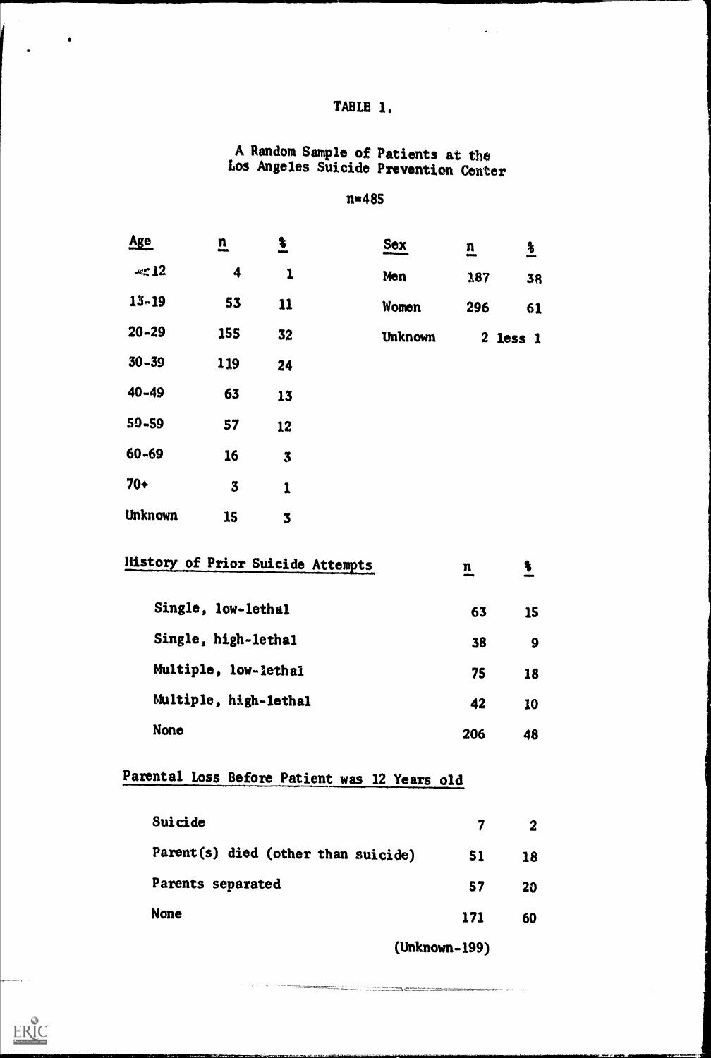# TABLE 1.

A Random Sample of Patients at the Los Angeles Suicide Prevention Center

n=485

| Age | n | % |
|---|---|---|
| ≤12 | 4 | 1 |
| 13-19 | 53 | 11 |
| 20-29 | 155 | 32 |
| 30-39 | 119 | 24 |
| 40-49 | 63 | 13 |
| 50-59 | 57 | 12 |
| 60-69 | 16 | 3 |
| 70+ | 3 | 1 |
| Unknown | 15 | 3 |

| Sex | n | % |
|---|---|---|
| Men | 187 | 38 |
| Women | 296 | 61 |
| Unknown | 2 | less 1 |

| History of Prior Suicide Attempts | n | % |
|---|---|---|
| Single, low-lethal | 63 | 15 |
| Single, high-lethal | 38 | 9 |
| Multiple, low-lethal | 75 | 18 |
| Multiple, high-lethal | 42 | 10 |
| None | 206 | 48 |

| Parental Loss Before Patient was 12 Years old | | |
|---|---|---|
| Suicide | 7 | 2 |
| Parent(s) died (other than suicide) | 51 | 18 |
| Parents separated | 57 | 20 |
| None | 171 | 60 |

(Unknown-199)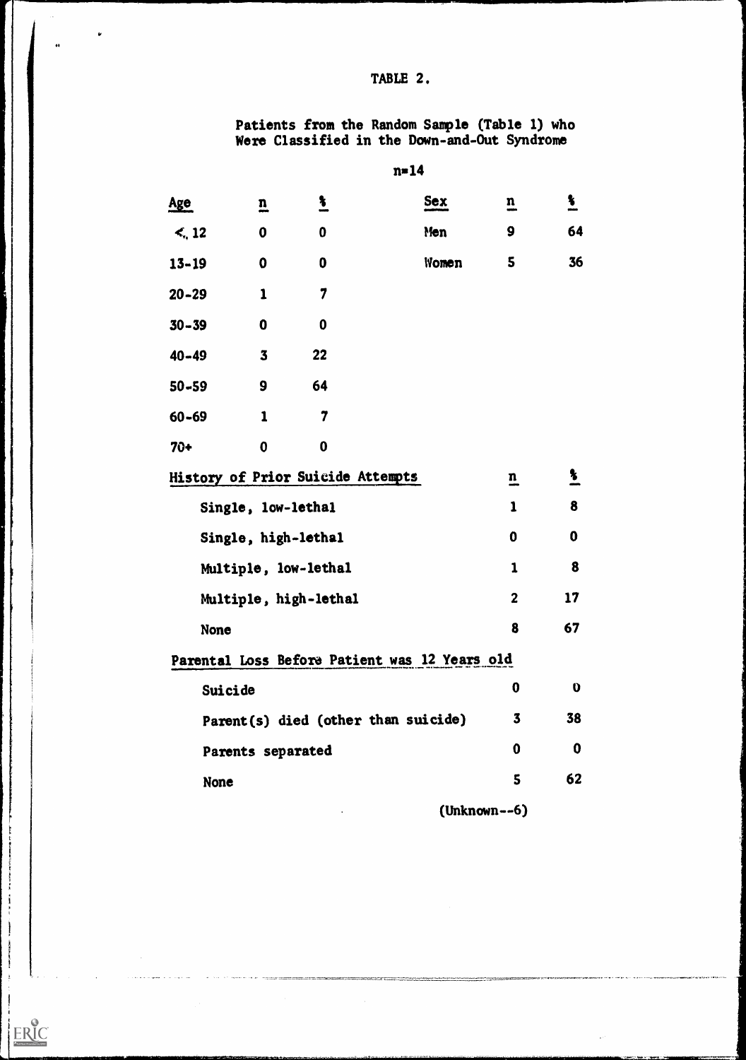# TABLE 2.

Patients from the Random Sample (Table 1) who Were Classified in the Down-and-Out Syndrome

n=14

| Age | n | % |
|---|---|---|
| ≤ 12 | 0 | 0 |
| 13-19 | 0 | 0 |
| 20-29 | 1 | 7 |
| 30-39 | 0 | 0 |
| 40-49 | 3 | 22 |
| 50-59 | 9 | 64 |
| 60-69 | 1 | 7 |
| 70+ | 0 | 0 |

| Sex | n | % |
|---|---|---|
| Men | 9 | 64 |
| Women | 5 | 36 |

| History of Prior Suicide Attempts | n | % |
|---|---|---|
| Single, low-lethal | 1 | 8 |
| Single, high-lethal | 0 | 0 |
| Multiple, low-lethal | 1 | 8 |
| Multiple, high-lethal | 2 | 17 |
| None | 8 | 67 |

| Parental Loss Before Patient was 12 Years old | n | % |
|---|---|---|
| Suicide | 0 | 0 |
| Parent(s) died (other than suicide) | 3 | 38 |
| Parents separated | 0 | 0 |
| None | 5 | 62 |

(Unknown--6)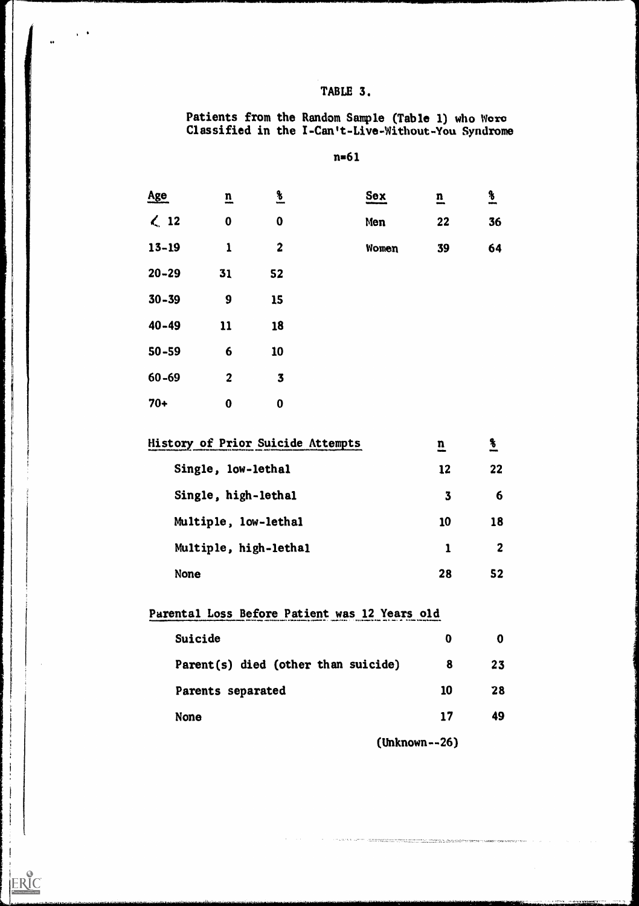# TABLE 3.

Patients from the Random Sample (Table 1) who Were Classified in the I-Can't-Live-Without-You Syndrome

n=61

| Age | n | % |
|---|---|---|
| < 12 | 0 | 0 |
| 13-19 | 1 | 2 |
| 20-29 | 31 | 52 |
| 30-39 | 9 | 15 |
| 40-49 | 11 | 18 |
| 50-59 | 6 | 10 |
| 60-69 | 2 | 3 |
| 70+ | 0 | 0 |

| Sex | n | % |
|---|---|---|
| Men | 22 | 36 |
| Women | 39 | 64 |

| History of Prior Suicide Attempts | n | % |
|---|---|---|
| Single, low-lethal | 12 | 22 |
| Single, high-lethal | 3 | 6 |
| Multiple, low-lethal | 10 | 18 |
| Multiple, high-lethal | 1 | 2 |
| None | 28 | 52 |

| Parental Loss Before Patient was 12 Years old | | |
|---|---|---|
| Suicide | 0 | 0 |
| Parent(s) died (other than suicide) | 8 | 23 |
| Parents separated | 10 | 28 |
| None | 17 | 49 |

(Unknown--26)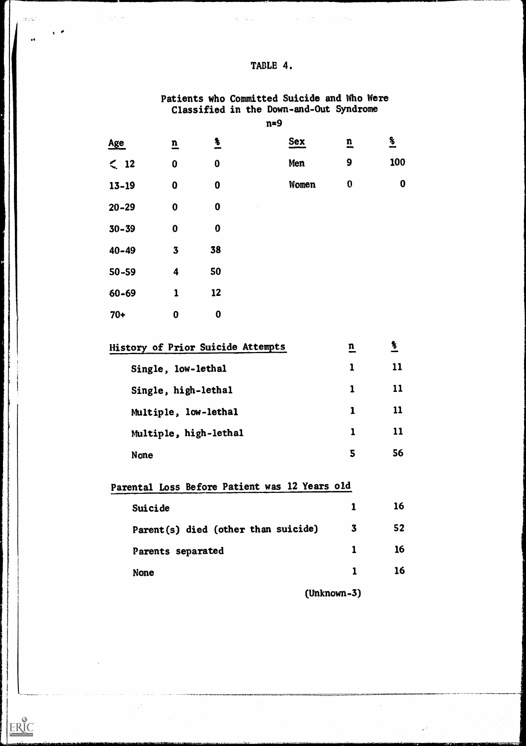# TABLE 4.

## Patients who Committed Suicide and Who Were Classified in the Down-and-Out Syndrome

n=9

| Age | n | % |
|---|---|---|
| < 12 | 0 | 0 |
| 13-19 | 0 | 0 |
| 20-29 | 0 | 0 |
| 30-39 | 0 | 0 |
| 40-49 | 3 | 38 |
| 50-59 | 4 | 50 |
| 60-69 | 1 | 12 |
| 70+ | 0 | 0 |

| Sex | n | % |
|---|---|---|
| Men | 9 | 100 |
| Women | 0 | 0 |

| History of Prior Suicide Attempts | n | % |
|---|---|---|
| Single, low-lethal | 1 | 11 |
| Single, high-lethal | 1 | 11 |
| Multiple, low-lethal | 1 | 11 |
| Multiple, high-lethal | 1 | 11 |
| None | 5 | 56 |
| **Parental Loss Before Patient was 12 Years old** | | |
| Suicide | 1 | 16 |
| Parent(s) died (other than suicide) | 3 | 52 |
| Parents separated | 1 | 16 |
| None | 1 | 16 |
| | (Unknown-3) | |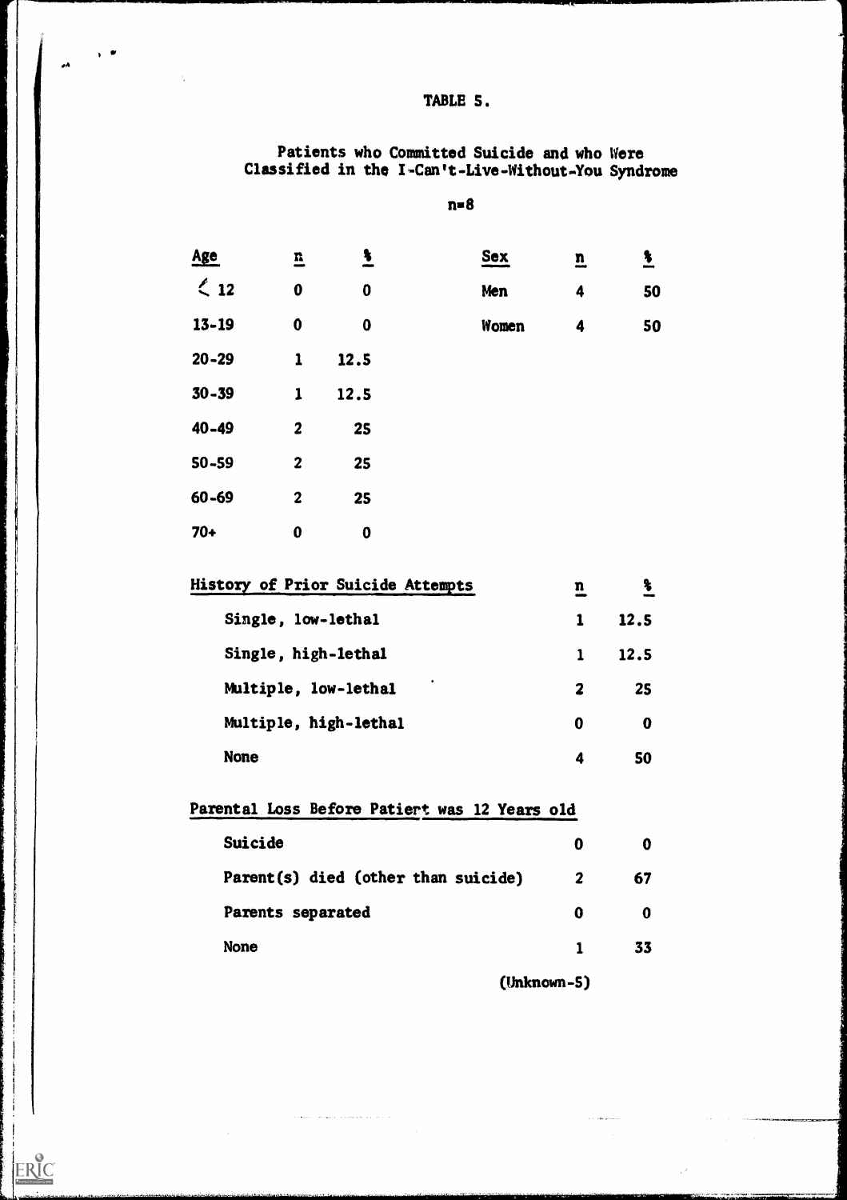# TABLE 5.

## Patients who Committed Suicide and who Were Classified in the I-Can't-Live-Without-You Syndrome

n=8

| Age | n | % |
|---|---|---|
| < 12 | 0 | 0 |
| 13-19 | 0 | 0 |
| 20-29 | 1 | 12.5 |
| 30-39 | 1 | 12.5 |
| 40-49 | 2 | 25 |
| 50-59 | 2 | 25 |
| 60-69 | 2 | 25 |
| 70+ | 0 | 0 |

| Sex | n | % |
|---|---|---|
| Men | 4 | 50 |
| Women | 4 | 50 |

| History of Prior Suicide Attempts | n | % |
|---|---|---|
| Single, low-lethal | 1 | 12.5 |
| Single, high-lethal | 1 | 12.5 |
| Multiple, low-lethal | 2 | 25 |
| Multiple, high-lethal | 0 | 0 |
| None | 4 | 50 |

| Parental Loss Before Patient was 12 Years old | | |
|---|---|---|
| Suicide | 0 | 0 |
| Parent(s) died (other than suicide) | 2 | 67 |
| Parents separated | 0 | 0 |
| None | 1 | 33 |

(Unknown-5)